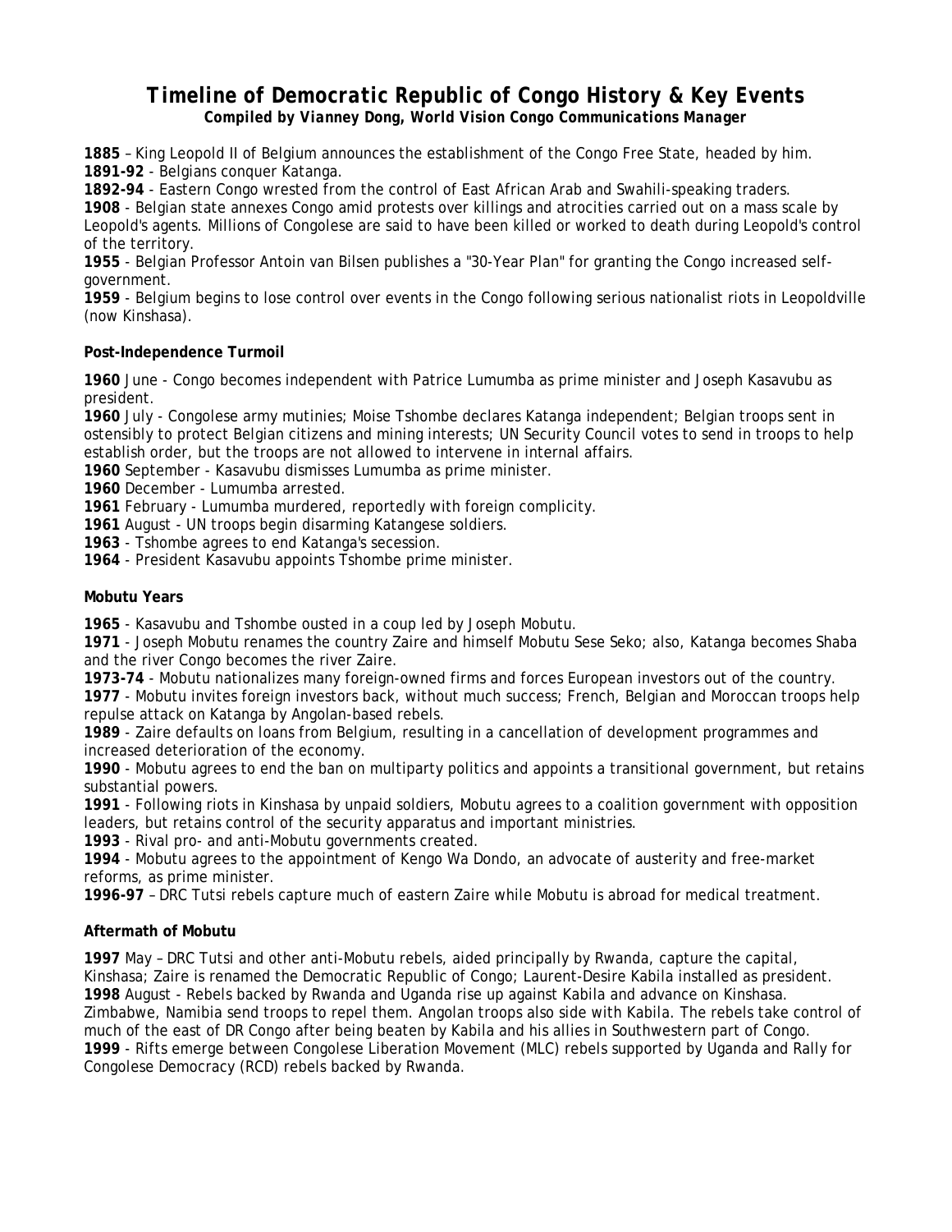# Timeline of Democratic Republic of Congo History & Key Events

***Compiled by Vianney Dong, World Vision Congo Communications Manager***

**1885** – King Leopold II of Belgium announces the establishment of the Congo Free State, headed by him.
**1891-92** - Belgians conquer Katanga.
**1892-94** - Eastern Congo wrested from the control of East African Arab and Swahili-speaking traders.
**1908** - Belgian state annexes Congo amid protests over killings and atrocities carried out on a mass scale by Leopold's agents. Millions of Congolese are said to have been killed or worked to death during Leopold's control of the territory.
**1955** - Belgian Professor Antoin van Bilsen publishes a "30-Year Plan" for granting the Congo increased self-government.
**1959** - Belgium begins to lose control over events in the Congo following serious nationalist riots in Leopoldville (now Kinshasa).

**Post-Independence Turmoil**

**1960** June - Congo becomes independent with Patrice Lumumba as prime minister and Joseph Kasavubu as president.
**1960** July - Congolese army mutinies; Moise Tshombe declares Katanga independent; Belgian troops sent in ostensibly to protect Belgian citizens and mining interests; UN Security Council votes to send in troops to help establish order, but the troops are not allowed to intervene in internal affairs.
**1960** September - Kasavubu dismisses Lumumba as prime minister.
**1960** December - Lumumba arrested.
**1961** February - Lumumba murdered, reportedly with foreign complicity.
**1961** August - UN troops begin disarming Katangese soldiers.
**1963** - Tshombe agrees to end Katanga's secession.
**1964** - President Kasavubu appoints Tshombe prime minister.

**Mobutu Years**

**1965** - Kasavubu and Tshombe ousted in a coup led by Joseph Mobutu.
**1971** - Joseph Mobutu renames the country Zaire and himself Mobutu Sese Seko; also, Katanga becomes Shaba and the river Congo becomes the river Zaire.
**1973-74** - Mobutu nationalizes many foreign-owned firms and forces European investors out of the country.
**1977** - Mobutu invites foreign investors back, without much success; French, Belgian and Moroccan troops help repulse attack on Katanga by Angolan-based rebels.
**1989** - Zaire defaults on loans from Belgium, resulting in a cancellation of development programmes and increased deterioration of the economy.
**1990** - Mobutu agrees to end the ban on multiparty politics and appoints a transitional government, but retains substantial powers.
**1991** - Following riots in Kinshasa by unpaid soldiers, Mobutu agrees to a coalition government with opposition leaders, but retains control of the security apparatus and important ministries.
**1993** - Rival pro- and anti-Mobutu governments created.
**1994** - Mobutu agrees to the appointment of Kengo Wa Dondo, an advocate of austerity and free-market reforms, as prime minister.
**1996-97** – DRC Tutsi rebels capture much of eastern Zaire while Mobutu is abroad for medical treatment.

**Aftermath of Mobutu**

**1997** May – DRC Tutsi and other anti-Mobutu rebels, aided principally by Rwanda, capture the capital, Kinshasa; Zaire is renamed the Democratic Republic of Congo; Laurent-Desire Kabila installed as president.
**1998** August - Rebels backed by Rwanda and Uganda rise up against Kabila and advance on Kinshasa. Zimbabwe, Namibia send troops to repel them. Angolan troops also side with Kabila. The rebels take control of much of the east of DR Congo after being beaten by Kabila and his allies in Southwestern part of Congo.
**1999** - Rifts emerge between Congolese Liberation Movement (MLC) rebels supported by Uganda and Rally for Congolese Democracy (RCD) rebels backed by Rwanda.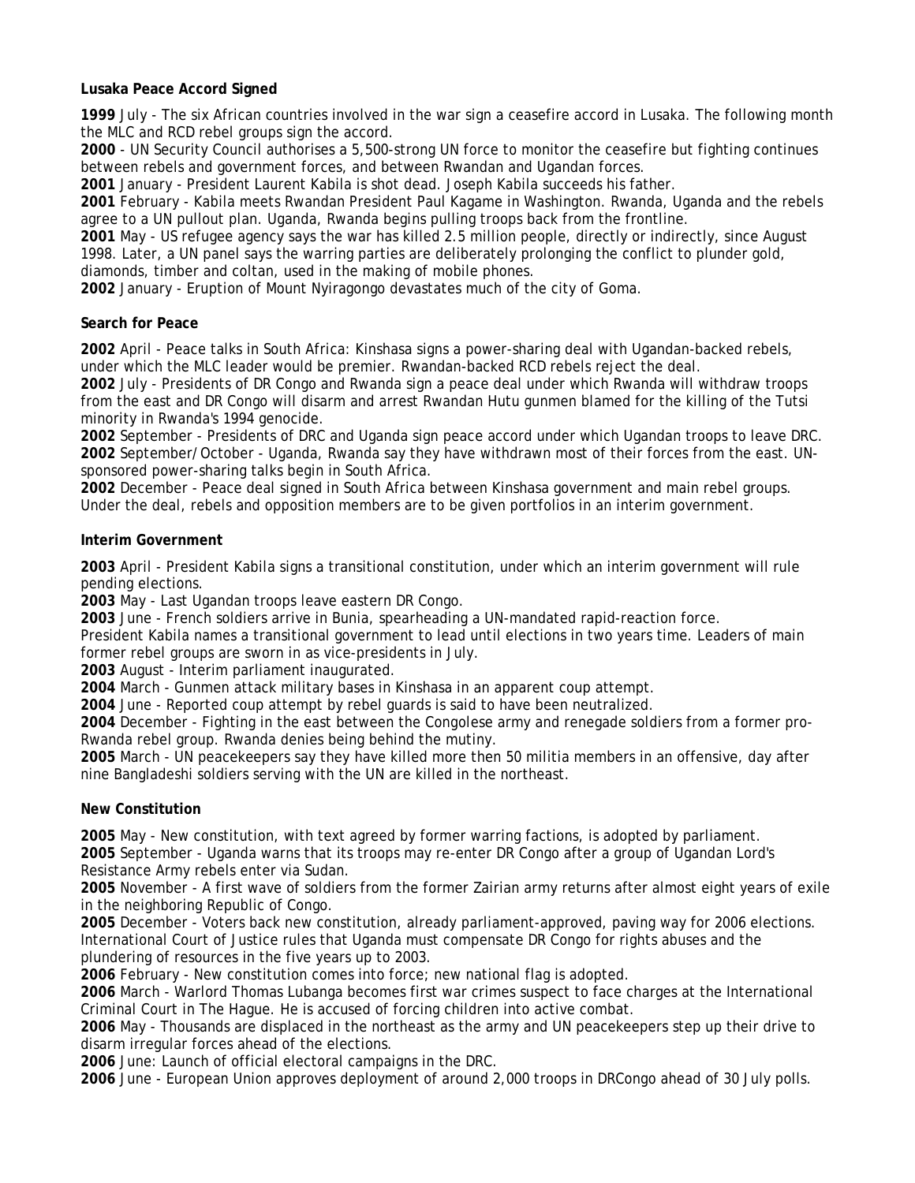**Lusaka Peace Accord Signed**

**1999** July - The six African countries involved in the war sign a ceasefire accord in Lusaka. The following month the MLC and RCD rebel groups sign the accord.
**2000** - UN Security Council authorises a 5,500-strong UN force to monitor the ceasefire but fighting continues between rebels and government forces, and between Rwandan and Ugandan forces.
**2001** January - President Laurent Kabila is shot dead. Joseph Kabila succeeds his father.
**2001** February - Kabila meets Rwandan President Paul Kagame in Washington. Rwanda, Uganda and the rebels agree to a UN pullout plan. Uganda, Rwanda begins pulling troops back from the frontline.
**2001** May - US refugee agency says the war has killed 2.5 million people, directly or indirectly, since August 1998. Later, a UN panel says the warring parties are deliberately prolonging the conflict to plunder gold, diamonds, timber and coltan, used in the making of mobile phones.
**2002** January - Eruption of Mount Nyiragongo devastates much of the city of Goma.

**Search for Peace**

**2002** April - Peace talks in South Africa: Kinshasa signs a power-sharing deal with Ugandan-backed rebels, under which the MLC leader would be premier. Rwandan-backed RCD rebels reject the deal.
**2002** July - Presidents of DR Congo and Rwanda sign a peace deal under which Rwanda will withdraw troops from the east and DR Congo will disarm and arrest Rwandan Hutu gunmen blamed for the killing of the Tutsi minority in Rwanda's 1994 genocide.
**2002** September - Presidents of DRC and Uganda sign peace accord under which Ugandan troops to leave DRC.
**2002** September/October - Uganda, Rwanda say they have withdrawn most of their forces from the east. UN-sponsored power-sharing talks begin in South Africa.
**2002** December - Peace deal signed in South Africa between Kinshasa government and main rebel groups. Under the deal, rebels and opposition members are to be given portfolios in an interim government.

**Interim Government**

**2003** April - President Kabila signs a transitional constitution, under which an interim government will rule pending elections.
**2003** May - Last Ugandan troops leave eastern DR Congo.
**2003** June - French soldiers arrive in Bunia, spearheading a UN-mandated rapid-reaction force.
President Kabila names a transitional government to lead until elections in two years time. Leaders of main former rebel groups are sworn in as vice-presidents in July.
**2003** August - Interim parliament inaugurated.
**2004** March - Gunmen attack military bases in Kinshasa in an apparent coup attempt.
**2004** June - Reported coup attempt by rebel guards is said to have been neutralized.
**2004** December - Fighting in the east between the Congolese army and renegade soldiers from a former pro-Rwanda rebel group. Rwanda denies being behind the mutiny.
**2005** March - UN peacekeepers say they have killed more then 50 militia members in an offensive, day after nine Bangladeshi soldiers serving with the UN are killed in the northeast.

**New Constitution**

**2005** May - New constitution, with text agreed by former warring factions, is adopted by parliament.
**2005** September - Uganda warns that its troops may re-enter DR Congo after a group of Ugandan Lord's Resistance Army rebels enter via Sudan.
**2005** November - A first wave of soldiers from the former Zairian army returns after almost eight years of exile in the neighboring Republic of Congo.
**2005** December - Voters back new constitution, already parliament-approved, paving way for 2006 elections. International Court of Justice rules that Uganda must compensate DR Congo for rights abuses and the plundering of resources in the five years up to 2003.
**2006** February - New constitution comes into force; new national flag is adopted.
**2006** March - Warlord Thomas Lubanga becomes first war crimes suspect to face charges at the International Criminal Court in The Hague. He is accused of forcing children into active combat.
**2006** May - Thousands are displaced in the northeast as the army and UN peacekeepers step up their drive to disarm irregular forces ahead of the elections.
**2006** June: Launch of official electoral campaigns in the DRC.
**2006** June - European Union approves deployment of around 2,000 troops in DRCongo ahead of 30 July polls.